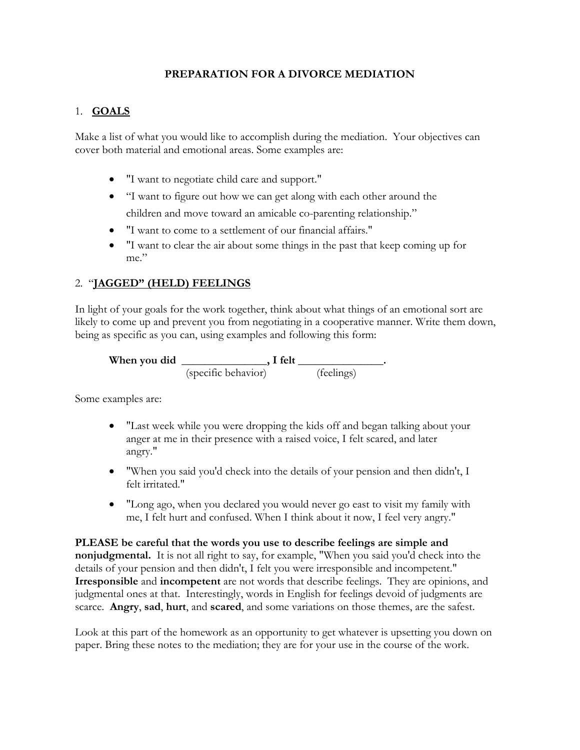# PREPARATION FOR A DIVORCE MEDIATION

## 1. GOALS

Make a list of what you would like to accomplish during the mediation. Your objectives can cover both material and emotional areas. Some examples are:

- "I want to negotiate child care and support."
- "I want to figure out how we can get along with each other around the children and move toward an amicable co-parenting relationship."
- "I want to come to a settlement of our financial affairs."
- "I want to clear the air about some things in the past that keep coming up for me."

## 2. "JAGGED" (HELD) FEELINGS

In light of your goals for the work together, think about what things of an emotional sort are likely to come up and prevent you from negotiating in a cooperative manner. Write them down, being as specific as you can, using examples and following this form:

**When you did _______________, I felt _______________.**
(specific behavior) (feelings)

Some examples are:

- "Last week while you were dropping the kids off and began talking about your anger at me in their presence with a raised voice, I felt scared, and later angry."
- "When you said you'd check into the details of your pension and then didn't, I felt irritated."
- "Long ago, when you declared you would never go east to visit my family with me, I felt hurt and confused. When I think about it now, I feel very angry."

**PLEASE be careful that the words you use to describe feelings are simple and nonjudgmental.** It is not all right to say, for example, "When you said you'd check into the details of your pension and then didn't, I felt you were irresponsible and incompetent." **Irresponsible** and **incompetent** are not words that describe feelings. They are opinions, and judgmental ones at that. Interestingly, words in English for feelings devoid of judgments are scarce. **Angry**, **sad**, **hurt**, and **scared**, and some variations on those themes, are the safest.

Look at this part of the homework as an opportunity to get whatever is upsetting you down on paper. Bring these notes to the mediation; they are for your use in the course of the work.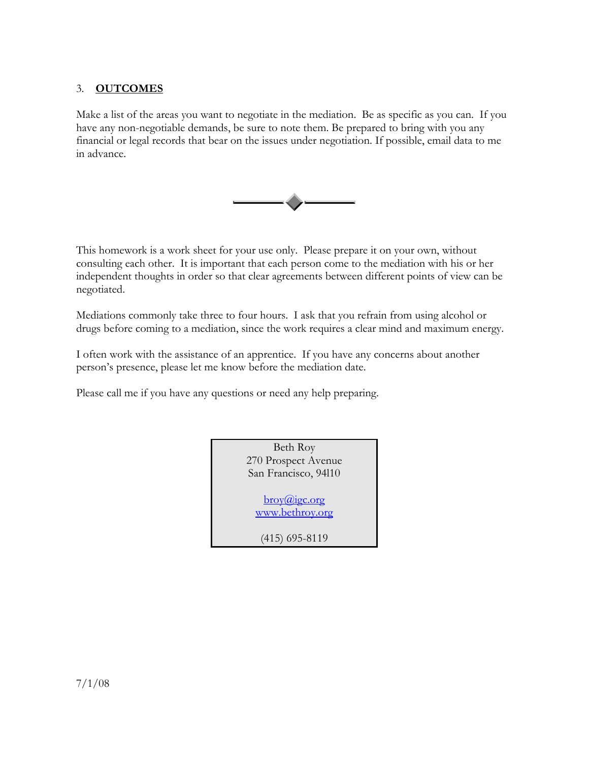3. **OUTCOMES**

Make a list of the areas you want to negotiate in the mediation. Be as specific as you can. If you have any non-negotiable demands, be sure to note them. Be prepared to bring with you any financial or legal records that bear on the issues under negotiation. If possible, email data to me in advance.

This homework is a work sheet for your use only. Please prepare it on your own, without consulting each other. It is important that each person come to the mediation with his or her independent thoughts in order so that clear agreements between different points of view can be negotiated.

Mediations commonly take three to four hours. I ask that you refrain from using alcohol or drugs before coming to a mediation, since the work requires a clear mind and maximum energy.

I often work with the assistance of an apprentice. If you have any concerns about another person's presence, please let me know before the mediation date.

Please call me if you have any questions or need any help preparing.

Beth Roy
270 Prospect Avenue
San Francisco, 94110

broy@igc.org
www.bethroy.org

(415) 695-8119

7/1/08